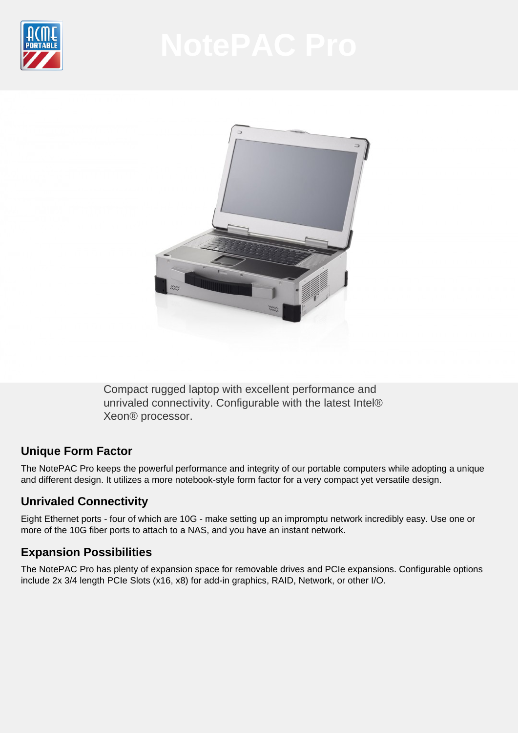# NotePAC Pro

Compact rugged laptop with excellent performance and unrivaled connectivity. Configurable with the latest Intel® Xeon® processor.

## Unique Form Factor

The NotePAC Pro keeps the powerful performance and integrity of our portable computers while adopting a unique and different design. It utilizes a more notebook-style form factor for a very compact yet versatile design.

## Unrivaled Connectivity

Eight Ethernet ports - four of which are 10G - make setting up an impromptu network incredibly easy. Use one or more of the 10G fiber ports to attach to a NAS, and you have an instant network.

## Expansion Possibilities

The NotePAC Pro has plenty of expansion space for removable drives and PCIe expansions. Configurable options include 2x 3/4 length PCIe Slots (x16, x8) for add-in graphics, RAID, Network, or other I/O.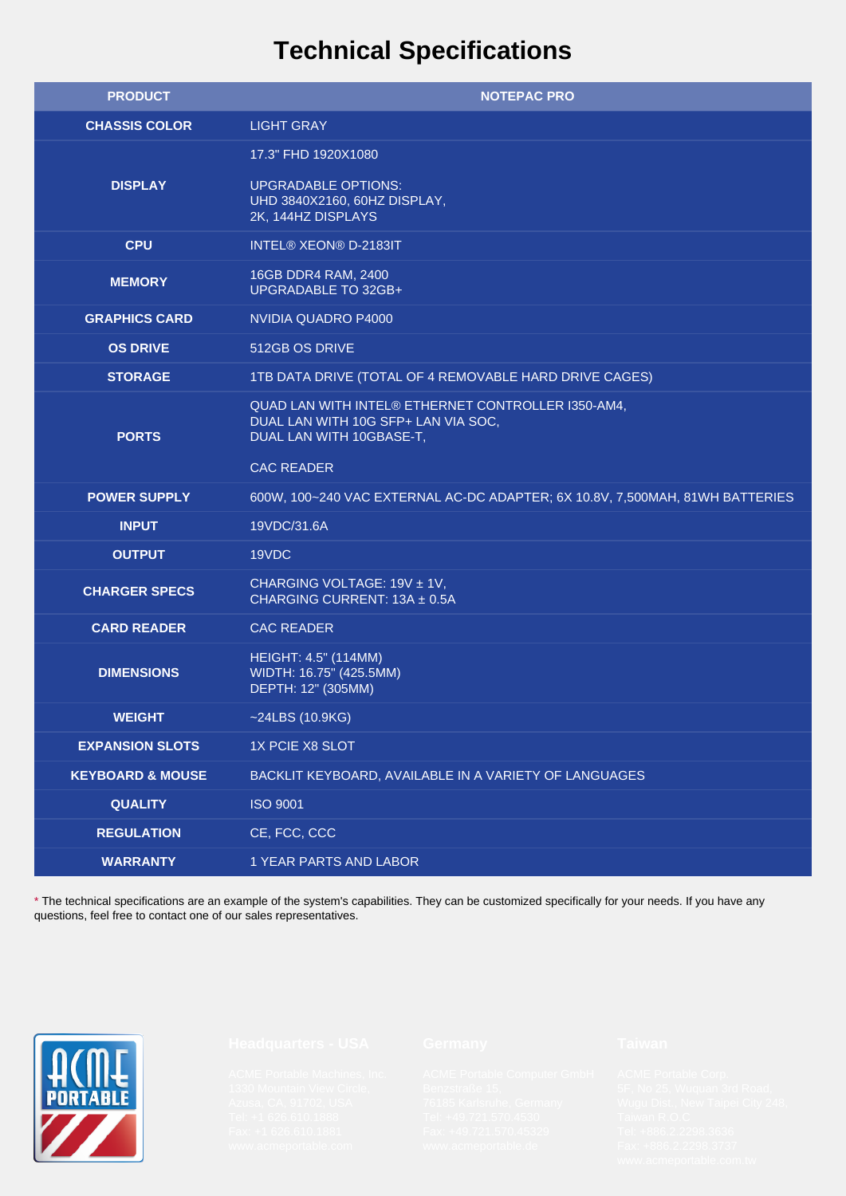# Technical Specifications

| PRODUCT | NOTEPAC PRO |
|---|---|
| CHASSIS COLOR | LIGHT GRAY |
| DISPLAY | 17.3" FHD 1920X1080<br><br>UPGRADABLE OPTIONS:<br>UHD 3840X2160, 60HZ DISPLAY,<br>2K, 144HZ DISPLAYS |
| CPU | INTEL® XEON® D-2183IT |
| MEMORY | 16GB DDR4 RAM, 2400<br>UPGRADABLE TO 32GB+ |
| GRAPHICS CARD | NVIDIA QUADRO P4000 |
| OS DRIVE | 512GB OS DRIVE |
| STORAGE | 1TB DATA DRIVE (TOTAL OF 4 REMOVABLE HARD DRIVE CAGES) |
| PORTS | QUAD LAN WITH INTEL® ETHERNET CONTROLLER I350-AM4,<br>DUAL LAN WITH 10G SFP+ LAN VIA SOC,<br>DUAL LAN WITH 10GBASE-T,<br><br>CAC READER |
| POWER SUPPLY | 600W, 100~240 VAC EXTERNAL AC-DC ADAPTER; 6X 10.8V, 7,500MAH, 81WH BATTERIES |
| INPUT | 19VDC/31.6A |
| OUTPUT | 19VDC |
| CHARGER SPECS | CHARGING VOLTAGE: 19V ± 1V,<br>CHARGING CURRENT: 13A ± 0.5A |
| CARD READER | CAC READER |
| DIMENSIONS | HEIGHT: 4.5" (114MM)<br>WIDTH: 16.75" (425.5MM)<br>DEPTH: 12" (305MM) |
| WEIGHT | ~24LBS (10.9KG) |
| EXPANSION SLOTS | 1X PCIE X8 SLOT |
| KEYBOARD & MOUSE | BACKLIT KEYBOARD, AVAILABLE IN A VARIETY OF LANGUAGES |
| QUALITY | ISO 9001 |
| REGULATION | CE, FCC, CCC |
| WARRANTY | 1 YEAR PARTS AND LABOR |

* The technical specifications are an example of the system's capabilities. They can be customized specifically for your needs. If you have any questions, feel free to contact one of our sales representatives.

**Headquarters - USA**
ACME Portable Machines, Inc.
1330 Mountain View Circle,
Azusa, CA, 91702, USA
Tel: +1 626.610.1888
Fax: +1 626.610.1881
www.acmeportable.com

**Germany**
ACME Portable Computer GmbH
Benzstraße 15,
76185 Karlsruhe, Germany
Tel: +49.721.570.4530
Fax: +49.721.570.45329
www.acmeportable.de

**Taiwan**
ACME Portable Corp.
5F, No.25, Wuquan 3rd Road,
Wugu Dist., New Taipei City 248,
Taiwan R.O.C
Tel: +886.2.2298.3636
Fax: +886.2.2298.3737
www.acmeportable.com.tw